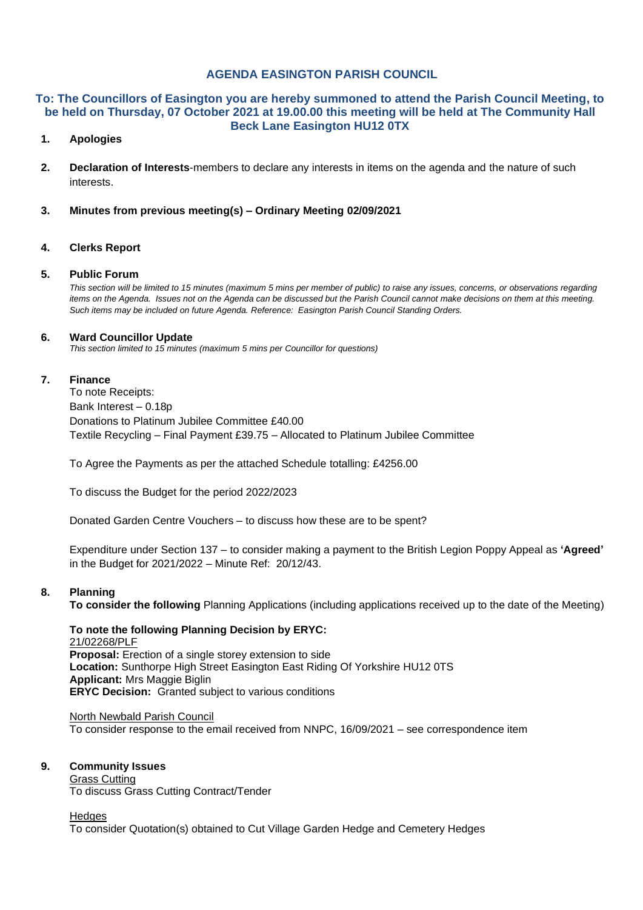# AGENDA EASINGTON PARISH COUNCIL

**To: The Councillors of Easington you are hereby summoned to attend the Parish Council Meeting, to be held on Thursday, 07 October 2021 at 19.00.00 this meeting will be held at The Community Hall Beck Lane Easington HU12 0TX**

1. **Apologies**

2. **Declaration of Interests**-members to declare any interests in items on the agenda and the nature of such interests.

3. **Minutes from previous meeting(s) – Ordinary Meeting 02/09/2021**

4. **Clerks Report**

5. **Public Forum**
   *This section will be limited to 15 minutes (maximum 5 mins per member of public) to raise any issues, concerns, or observations regarding items on the Agenda. Issues not on the Agenda can be discussed but the Parish Council cannot make decisions on them at this meeting. Such items may be included on future Agenda. Reference: Easington Parish Council Standing Orders.*

6. **Ward Councillor Update**
   *This section limited to 15 minutes (maximum 5 mins per Councillor for questions)*

7. **Finance**
   To note Receipts:
   Bank Interest – 0.18p
   Donations to Platinum Jubilee Committee £40.00
   Textile Recycling – Final Payment £39.75 – Allocated to Platinum Jubilee Committee

   To Agree the Payments as per the attached Schedule totalling: £4256.00

   To discuss the Budget for the period 2022/2023

   Donated Garden Centre Vouchers – to discuss how these are to be spent?

   Expenditure under Section 137 – to consider making a payment to the British Legion Poppy Appeal as **'Agreed'** in the Budget for 2021/2022 – Minute Ref: 20/12/43.

8. **Planning**
   **To consider the following** Planning Applications (including applications received up to the date of the Meeting)

   **To note the following Planning Decision by ERYC:**
   21/02268/PLF
   **Proposal:** Erection of a single storey extension to side
   **Location:** Sunthorpe High Street Easington East Riding Of Yorkshire HU12 0TS
   **Applicant:** Mrs Maggie Biglin
   **ERYC Decision:** Granted subject to various conditions

   North Newbald Parish Council
   To consider response to the email received from NNPC, 16/09/2021 – see correspondence item

9. **Community Issues**
   Grass Cutting
   To discuss Grass Cutting Contract/Tender

   Hedges
   To consider Quotation(s) obtained to Cut Village Garden Hedge and Cemetery Hedges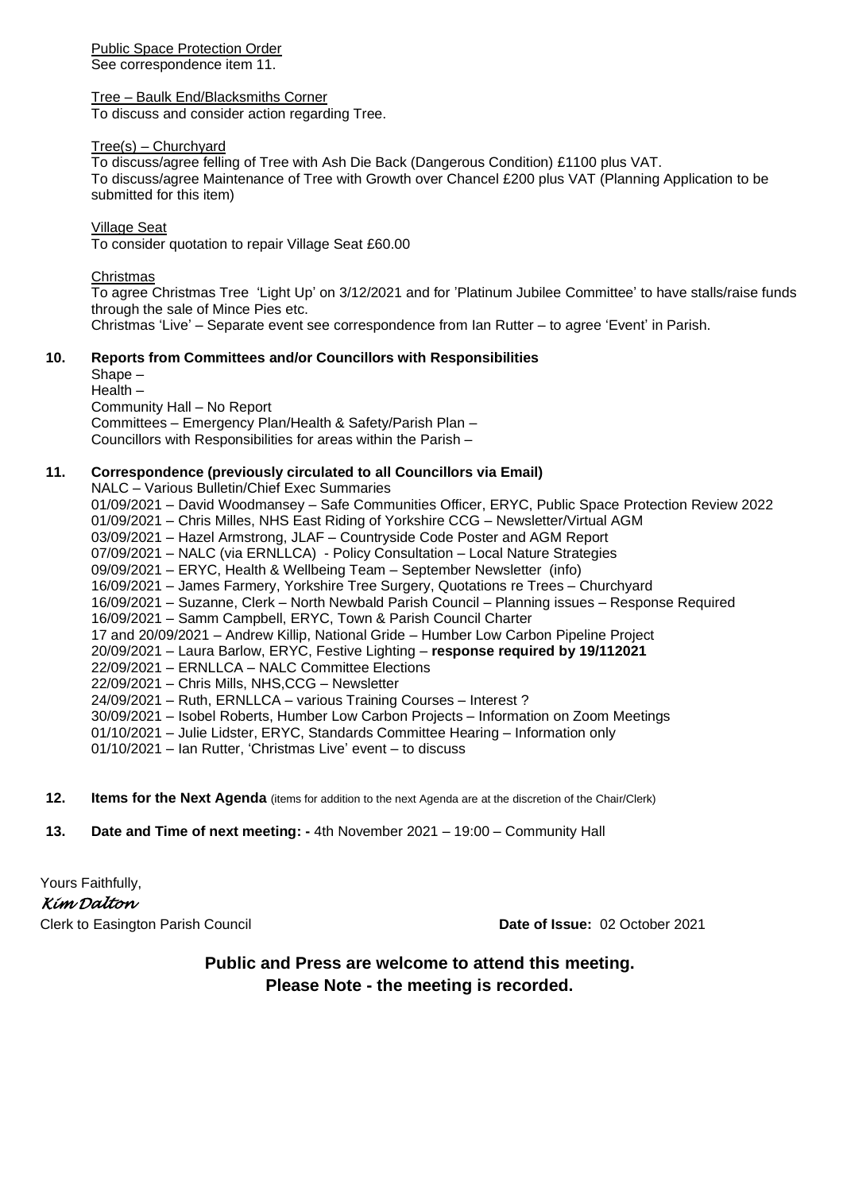Public Space Protection Order
See correspondence item 11.

Tree – Baulk End/Blacksmiths Corner
To discuss and consider action regarding Tree.

Tree(s) – Churchyard
To discuss/agree felling of Tree with Ash Die Back (Dangerous Condition) £1100 plus VAT.
To discuss/agree Maintenance of Tree with Growth over Chancel £200 plus VAT (Planning Application to be submitted for this item)

Village Seat
To consider quotation to repair Village Seat £60.00

Christmas
To agree Christmas Tree 'Light Up' on 3/12/2021 and for 'Platinum Jubilee Committee' to have stalls/raise funds through the sale of Mince Pies etc.
Christmas 'Live' – Separate event see correspondence from Ian Rutter – to agree 'Event' in Parish.

**10. Reports from Committees and/or Councillors with Responsibilities**

Shape –
Health –
Community Hall – No Report
Committees – Emergency Plan/Health & Safety/Parish Plan –
Councillors with Responsibilities for areas within the Parish –

**11. Correspondence (previously circulated to all Councillors via Email)**

NALC – Various Bulletin/Chief Exec Summaries
01/09/2021 – David Woodmansey – Safe Communities Officer, ERYC, Public Space Protection Review 2022
01/09/2021 – Chris Milles, NHS East Riding of Yorkshire CCG – Newsletter/Virtual AGM
03/09/2021 – Hazel Armstrong, JLAF – Countryside Code Poster and AGM Report
07/09/2021 – NALC (via ERNLLCA) - Policy Consultation – Local Nature Strategies
09/09/2021 – ERYC, Health & Wellbeing Team – September Newsletter (info)
16/09/2021 – James Farmery, Yorkshire Tree Surgery, Quotations re Trees – Churchyard
16/09/2021 – Suzanne, Clerk – North Newbald Parish Council – Planning issues – Response Required
16/09/2021 – Samm Campbell, ERYC, Town & Parish Council Charter
17 and 20/09/2021 – Andrew Killip, National Gride – Humber Low Carbon Pipeline Project
20/09/2021 – Laura Barlow, ERYC, Festive Lighting – **response required by 19/112021**
22/09/2021 – ERNLLCA – NALC Committee Elections
22/09/2021 – Chris Mills, NHS,CCG – Newsletter
24/09/2021 – Ruth, ERNLLCA – various Training Courses – Interest ?
30/09/2021 – Isobel Roberts, Humber Low Carbon Projects – Information on Zoom Meetings
01/10/2021 – Julie Lidster, ERYC, Standards Committee Hearing – Information only
01/10/2021 – Ian Rutter, 'Christmas Live' event – to discuss

**12. Items for the Next Agenda** (items for addition to the next Agenda are at the discretion of the Chair/Clerk)

**13. Date and Time of next meeting: -** 4th November 2021 – 19:00 – Community Hall

Yours Faithfully,

*Kim Dalton*

Clerk to Easington Parish Council **Date of Issue:** 02 October 2021

**Public and Press are welcome to attend this meeting.**
**Please Note - the meeting is recorded.**